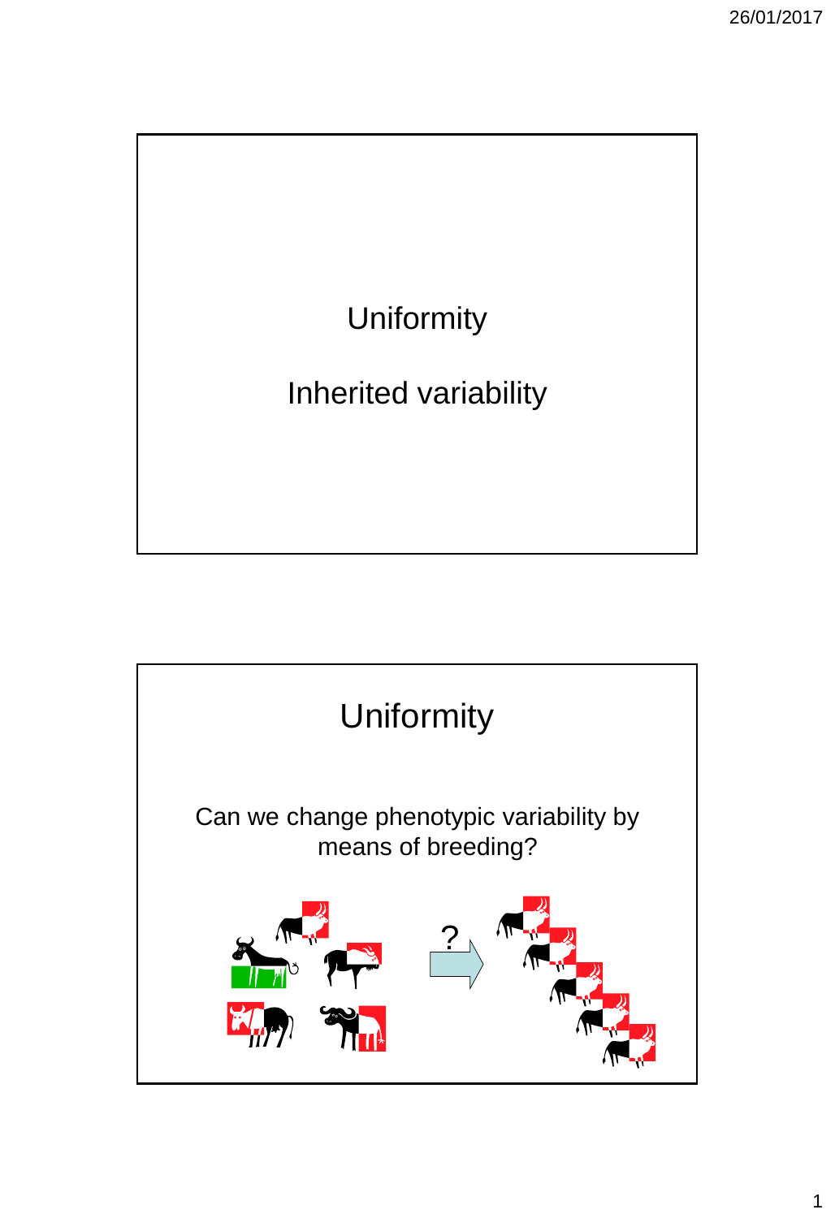# Uniformity

# Inherited variability

## Uniformity

Can we change phenotypic variability by means of breeding?

?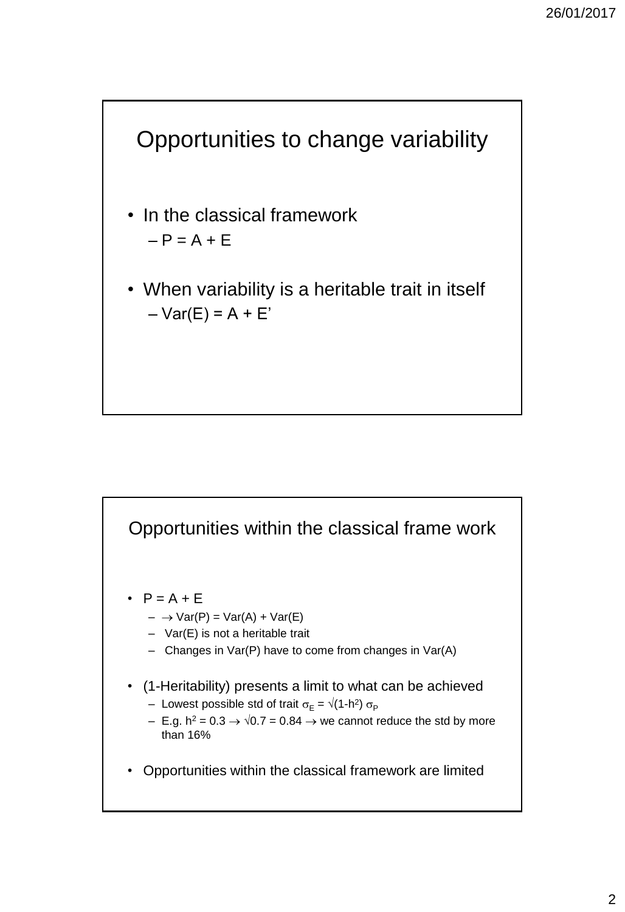## Opportunities to change variability

- In the classical framework
  - $P = A + E$
- When variability is a heritable trait in itself
  - $Var(E) = A + E'$

## Opportunities within the classical frame work

- $P = A + E$
  - $\rightarrow Var(P) = Var(A) + Var(E)$
  - $Var(E)$ is not a heritable trait
  - Changes in $Var(P)$ have to come from changes in $Var(A)$
- (1-Heritability) presents a limit to what can be achieved
  - Lowest possible std of trait $\sigma_E = \sqrt{(1-h^2)}\ \sigma_P$
  - E.g. $h^2 = 0.3 \rightarrow \sqrt{0.7} = 0.84 \rightarrow$ we cannot reduce the std by more than 16%
- Opportunities within the classical framework are limited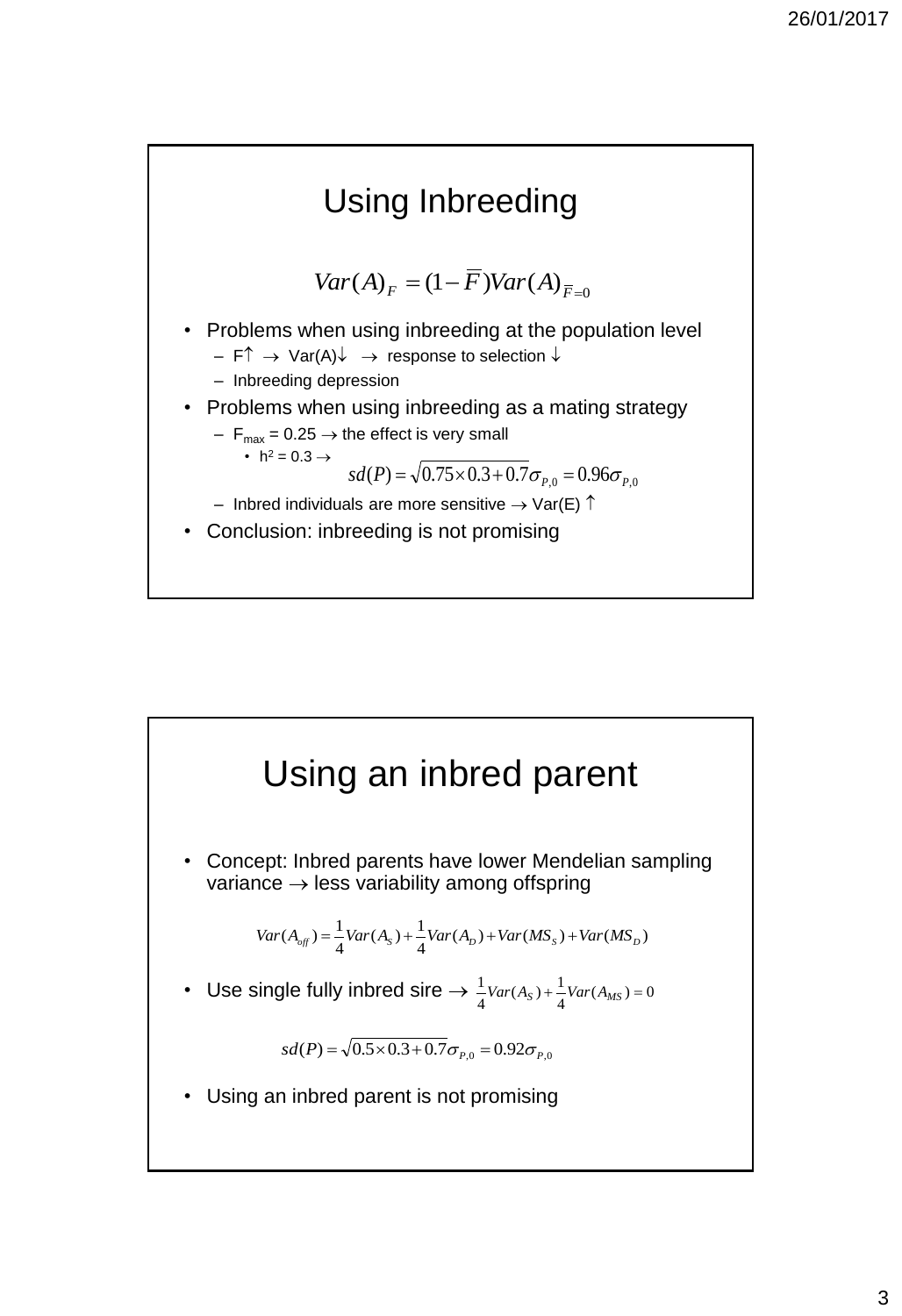## Using Inbreeding

$$Var(A)_F = (1-\overline{F})Var(A)_{\overline{F}=0}$$

- Problems when using inbreeding at the population level
  - F↑ → Var(A)↓ → response to selection ↓
  - Inbreeding depression
- Problems when using inbreeding as a mating strategy
  - $F_{max}$ = 0.25 → the effect is very small
    - $h^2$ = 0.3 → $sd(P) = \sqrt{0.75 \times 0.3 + 0.7}\sigma_{P,0} = 0.96\sigma_{P,0}$
  - Inbred individuals are more sensitive → Var(E) ↑
- Conclusion: inbreeding is not promising

## Using an inbred parent

- Concept: Inbred parents have lower Mendelian sampling variance → less variability among offspring

$$Var(A_{off}) = \frac{1}{4}Var(A_S) + \frac{1}{4}Var(A_D) + Var(MS_S) + Var(MS_D)$$

- Use single fully inbred sire → $\frac{1}{4}Var(A_S) + \frac{1}{4}Var(A_{MS}) = 0$

$$sd(P) = \sqrt{0.5 \times 0.3 + 0.7}\sigma_{P,0} = 0.92\sigma_{P,0}$$

- Using an inbred parent is not promising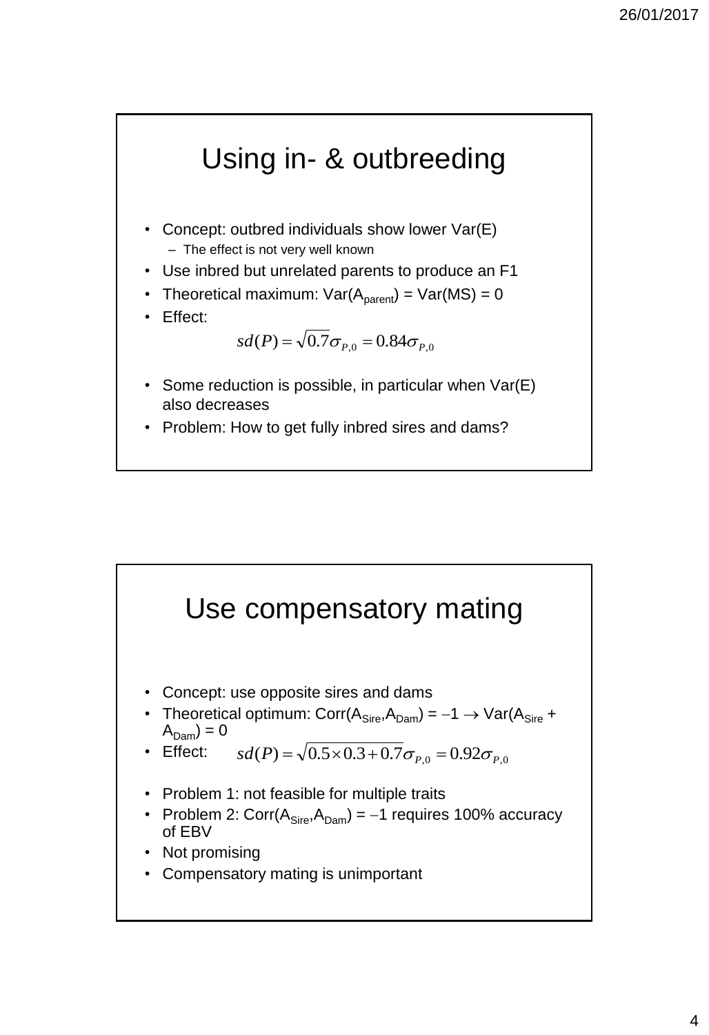# Using in- & outbreeding

- Concept: outbred individuals show lower Var(E)
  - The effect is not very well known
- Use inbred but unrelated parents to produce an F1
- Theoretical maximum: Var($A_{parent}$) = Var(MS) = 0
- Effect:

$$sd(P) = \sqrt{0.7}\sigma_{P,0} = 0.84\sigma_{P,0}$$

- Some reduction is possible, in particular when Var(E) also decreases
- Problem: How to get fully inbred sires and dams?

# Use compensatory mating

- Concept: use opposite sires and dams
- Theoretical optimum: Corr($A_{Sire}$,$A_{Dam}$) = $-1 \rightarrow$ Var($A_{Sire}$ + $A_{Dam}$) = 0
- Effect: $sd(P) = \sqrt{0.5 \times 0.3 + 0.7}\sigma_{P,0} = 0.92\sigma_{P,0}$
- Problem 1: not feasible for multiple traits
- Problem 2: Corr($A_{Sire}$,$A_{Dam}$) = $-1$ requires 100% accuracy of EBV
- Not promising
- Compensatory mating is unimportant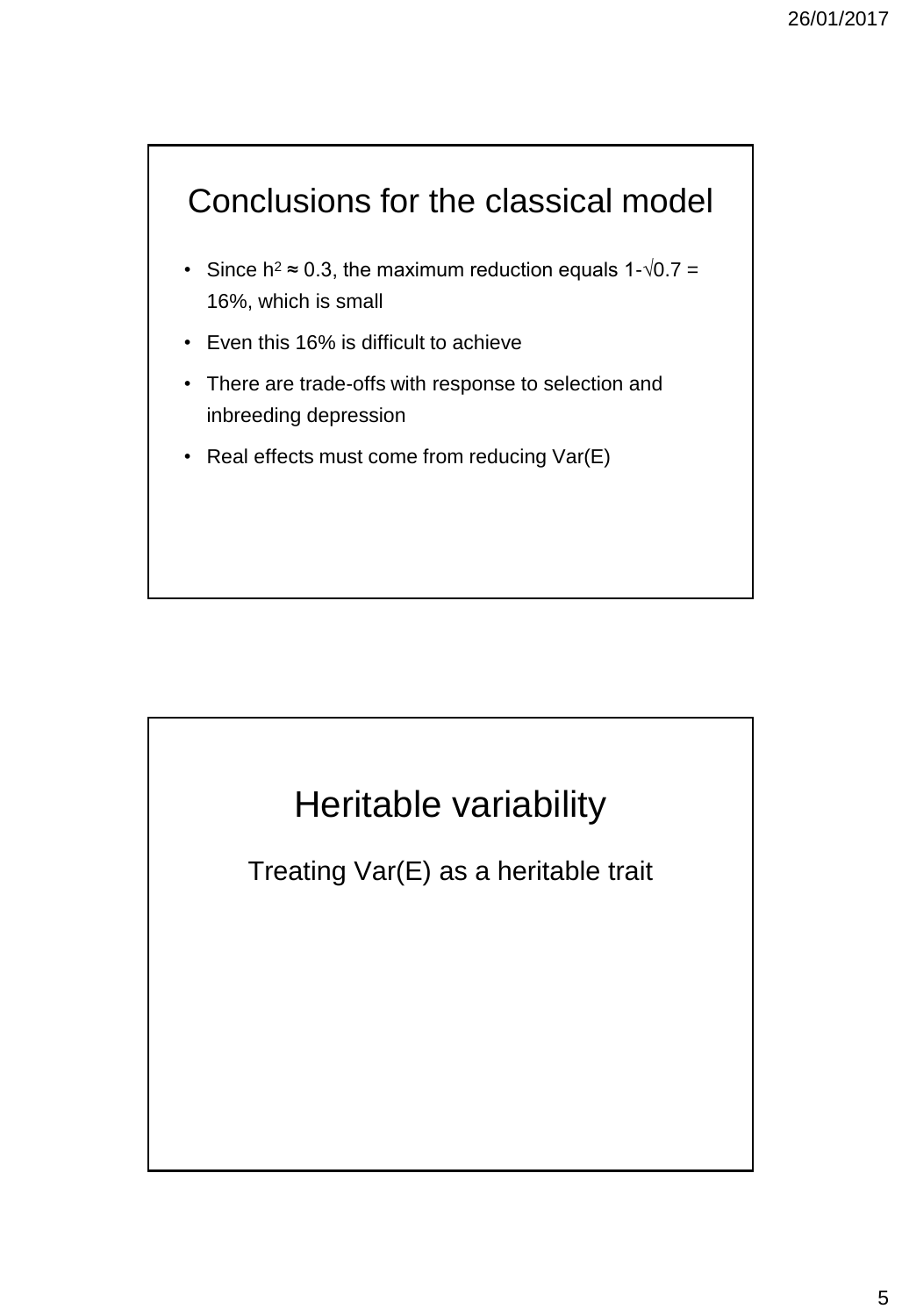## Conclusions for the classical model

- Since $h^2 \approx 0.3$, the maximum reduction equals $1-\sqrt{0.7}$ = 16%, which is small
- Even this 16% is difficult to achieve
- There are trade-offs with response to selection and inbreeding depression
- Real effects must come from reducing Var(E)

## Heritable variability

Treating Var(E) as a heritable trait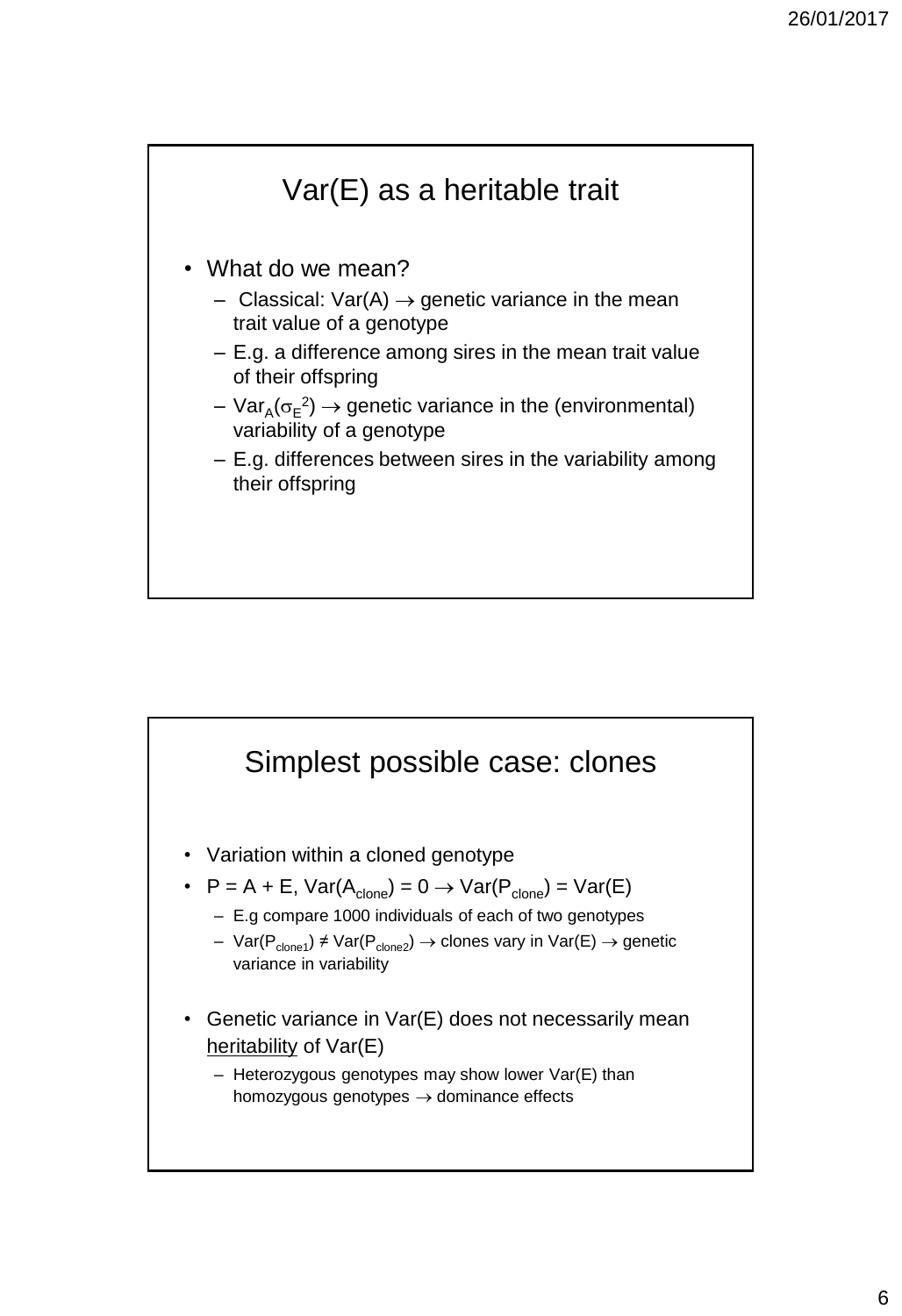## Var(E) as a heritable trait

- What do we mean?
  - Classical: Var(A) $\rightarrow$ genetic variance in the mean trait value of a genotype
  - E.g. a difference among sires in the mean trait value of their offspring
  - $Var_A(\sigma_E^2) \rightarrow$ genetic variance in the (environmental) variability of a genotype
  - E.g. differences between sires in the variability among their offspring

## Simplest possible case: clones

- Variation within a cloned genotype
- $P = A + E$, $Var(A_{clone}) = 0 \rightarrow Var(P_{clone}) = Var(E)$
  - E.g compare 1000 individuals of each of two genotypes
  - $Var(P_{clone1}) \neq Var(P_{clone2}) \rightarrow$ clones vary in Var(E) $\rightarrow$ genetic variance in variability
- Genetic variance in Var(E) does not necessarily mean <u>heritability</u> of Var(E)
  - Heterozygous genotypes may show lower Var(E) than homozygous genotypes $\rightarrow$ dominance effects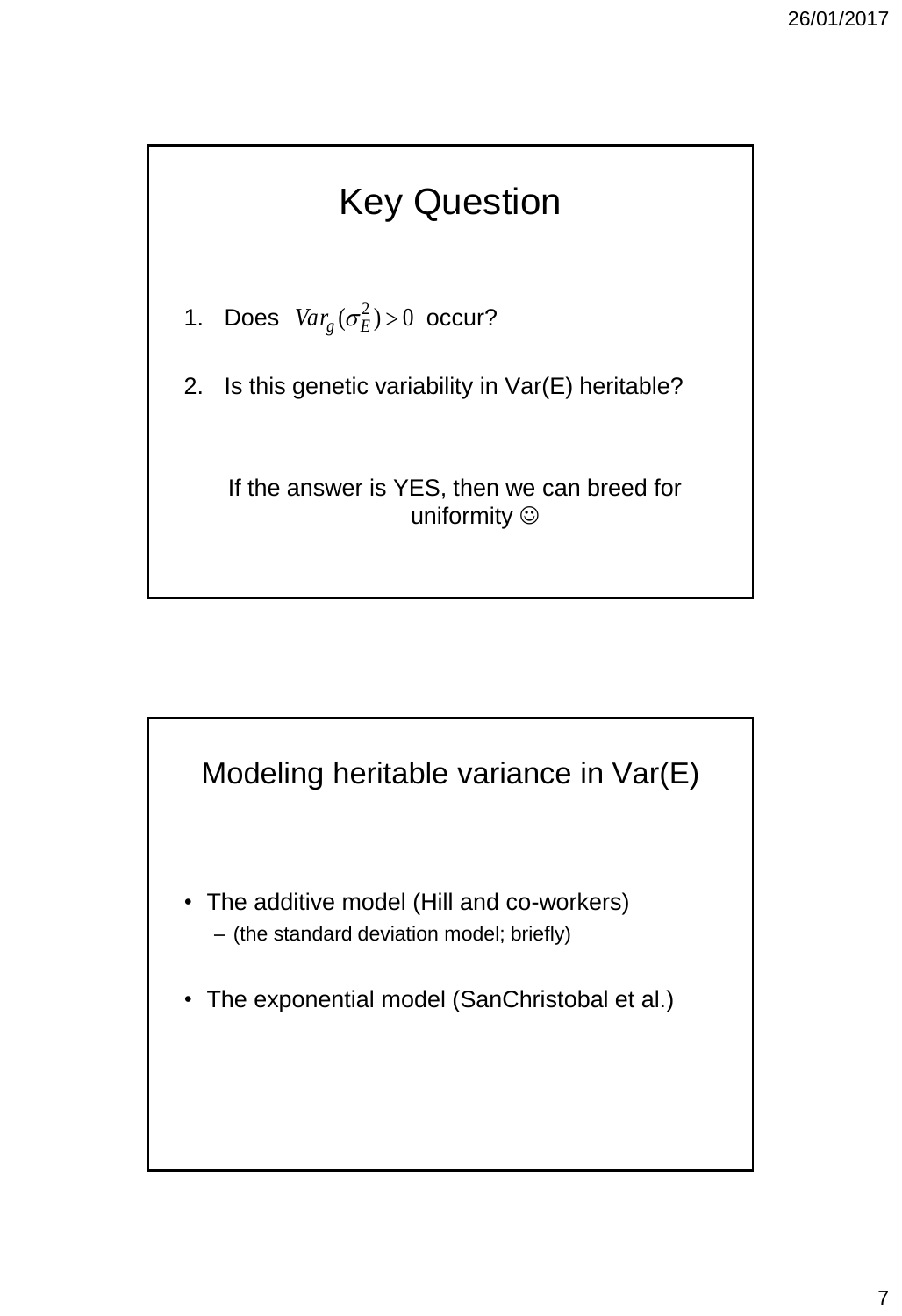## Key Question

1. Does $Var_g(\sigma_E^2) > 0$ occur?

2. Is this genetic variability in Var(E) heritable?

If the answer is YES, then we can breed for uniformity ☺

## Modeling heritable variance in Var(E)

- The additive model (Hill and co-workers)
  - (the standard deviation model; briefly)

- The exponential model (SanChristobal et al.)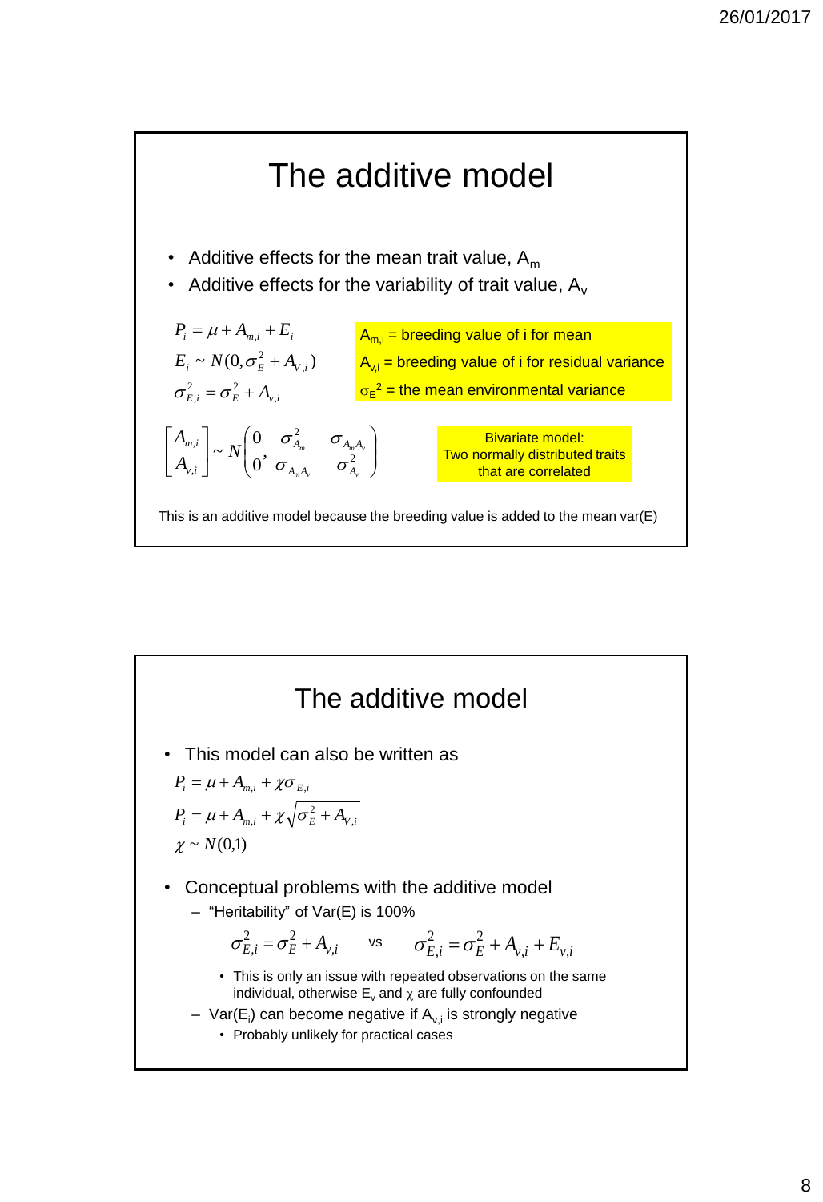# The additive model

- Additive effects for the mean trait value, $A_m$
- Additive effects for the variability of trait value, $A_v$

$$P_i = \mu + A_{m,i} + E_i$$
$$E_i \sim N(0, \sigma_E^2 + A_{v,i})$$
$$\sigma_{E,i}^2 = \sigma_E^2 + A_{v,i}$$

$A_{m,i}$ = breeding value of i for mean

$A_{v,i}$ = breeding value of i for residual variance

$\sigma_E^2$ = the mean environmental variance

$$\begin{bmatrix} A_{m,i} \\ A_{v,i} \end{bmatrix} \sim N\left( \begin{matrix} 0 \\ 0 \end{matrix}, \begin{matrix} \sigma_{A_m}^2 & \sigma_{A_m A_v} \\ \sigma_{A_m A_v} & \sigma_{A_v}^2 \end{matrix} \right)$$

Bivariate model: Two normally distributed traits that are correlated

This is an additive model because the breeding value is added to the mean var(E)

# The additive model

- This model can also be written as

$$P_i = \mu + A_{m,i} + \chi \sigma_{E,i}$$
$$P_i = \mu + A_{m,i} + \chi \sqrt{\sigma_E^2 + A_{V,i}}$$
$$\chi \sim N(0,1)$$

- Conceptual problems with the additive model
  - "Heritability" of Var(E) is 100%

    $$\sigma_{E,i}^2 = \sigma_E^2 + A_{v,i} \quad \text{vs} \quad \sigma_{E,i}^2 = \sigma_E^2 + A_{v,i} + E_{v,i}$$

    - This is only an issue with repeated observations on the same individual, otherwise $E_v$ and $\chi$ are fully confounded
  - Var($E_i$) can become negative if $A_{v,i}$ is strongly negative
    - Probably unlikely for practical cases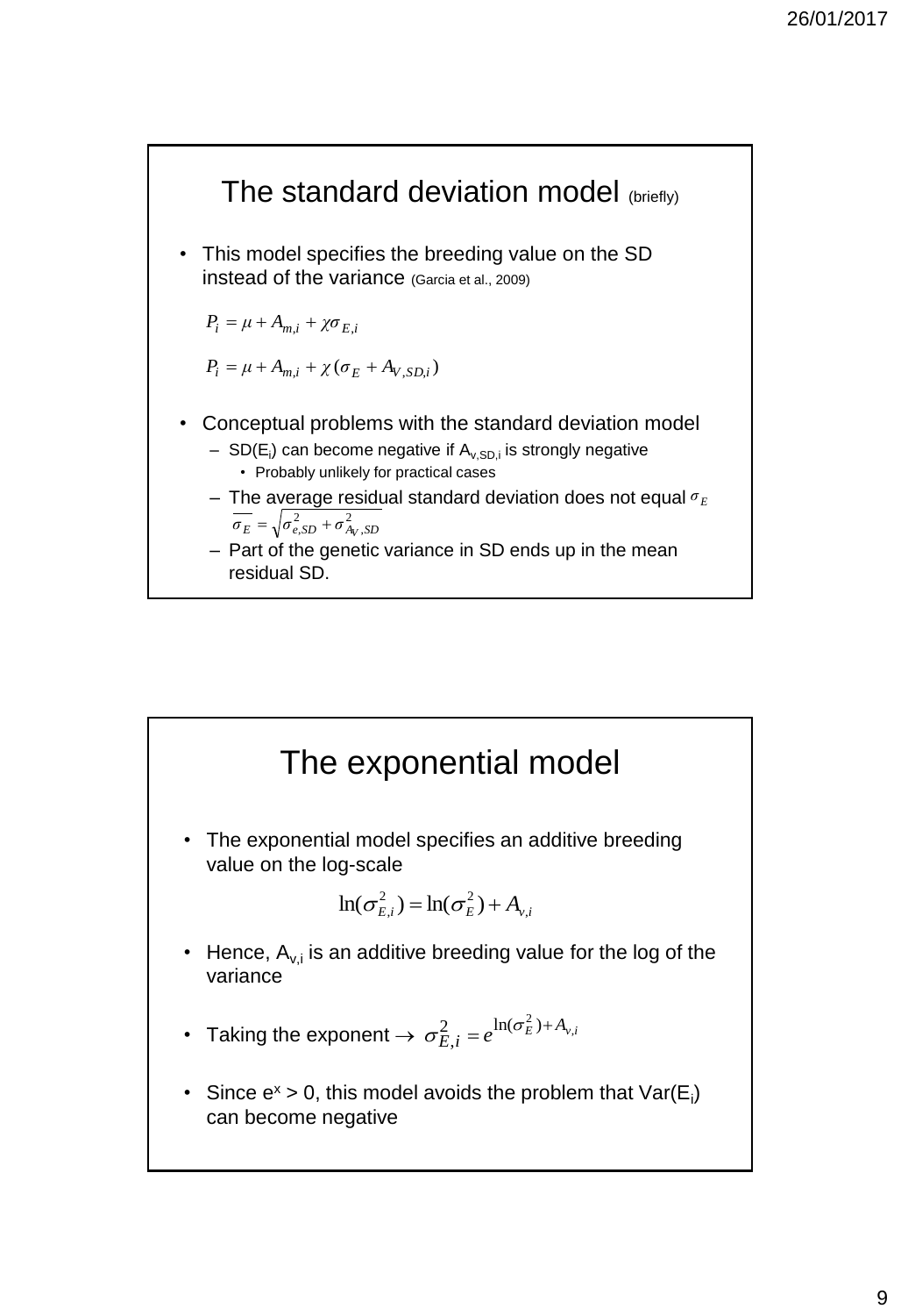## The standard deviation model (briefly)

- This model specifies the breeding value on the SD instead of the variance (Garcia et al., 2009)

$$P_i = \mu + A_{m,i} + \chi \sigma_{E,i}$$

$$P_i = \mu + A_{m,i} + \chi (\sigma_E + A_{V,SD,i})$$

- Conceptual problems with the standard deviation model
  - SD($E_i$) can become negative if $A_{v,SD,i}$ is strongly negative
    - Probably unlikely for practical cases
  - The average residual standard deviation does not equal $\sigma_E$
    $\overline{\sigma_E} = \sqrt{\sigma^2_{e,SD} + \sigma^2_{A_V,SD}}$
  - Part of the genetic variance in SD ends up in the mean residual SD.

## The exponential model

- The exponential model specifies an additive breeding value on the log-scale

$$\ln(\sigma^2_{E,i}) = \ln(\sigma^2_E) + A_{v,i}$$

- Hence, $A_{v,i}$ is an additive breeding value for the log of the variance
- Taking the exponent $\rightarrow$ $\sigma^2_{E,i} = e^{\ln(\sigma^2_E) + A_{v,i}}$
- Since $e^x > 0$, this model avoids the problem that Var($E_i$) can become negative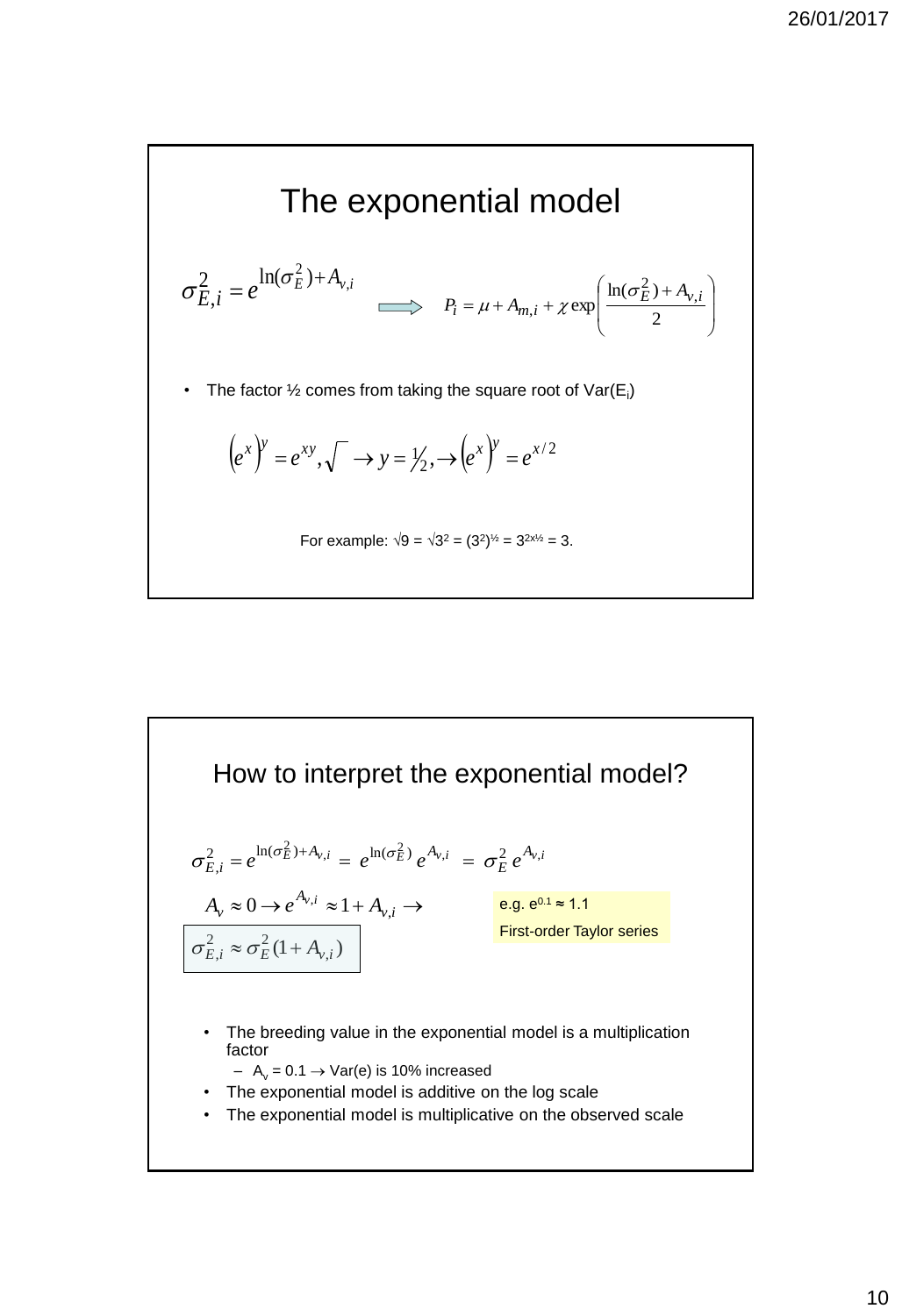# The exponential model

$$\sigma^2_{E,i} = e^{\ln(\sigma^2_E) + A_{v,i}} \quad \Longrightarrow \quad P_i = \mu + A_{m,i} + \chi \exp\left(\frac{\ln(\sigma^2_E) + A_{v,i}}{2}\right)$$

- The factor ½ comes from taking the square root of Var($E_i$)

$$\left(e^x\right)^y = e^{xy}, \sqrt{\ } \rightarrow y = \tfrac{1}{2}, \rightarrow \left(e^x\right)^y = e^{x/2}$$

For example: $\sqrt{9} = \sqrt{3^2} = (3^2)^{½} = 3^{2 \times ½} = 3$.

# How to interpret the exponential model?

$$\sigma^2_{E,i} = e^{\ln(\sigma^2_E) + A_{v,i}} = e^{\ln(\sigma^2_E)}\, e^{A_{v,i}} = \sigma^2_E\, e^{A_{v,i}}$$

$$A_v \approx 0 \rightarrow e^{A_{v,i}} \approx 1 + A_{v,i} \rightarrow$$

$$\sigma^2_{E,i} \approx \sigma^2_E (1 + A_{v,i})$$

e.g. $e^{0.1} \approx 1.1$

First-order Taylor series

- The breeding value in the exponential model is a multiplication factor
  - $A_v = 0.1 \rightarrow$ Var(e) is 10% increased
- The exponential model is additive on the log scale
- The exponential model is multiplicative on the observed scale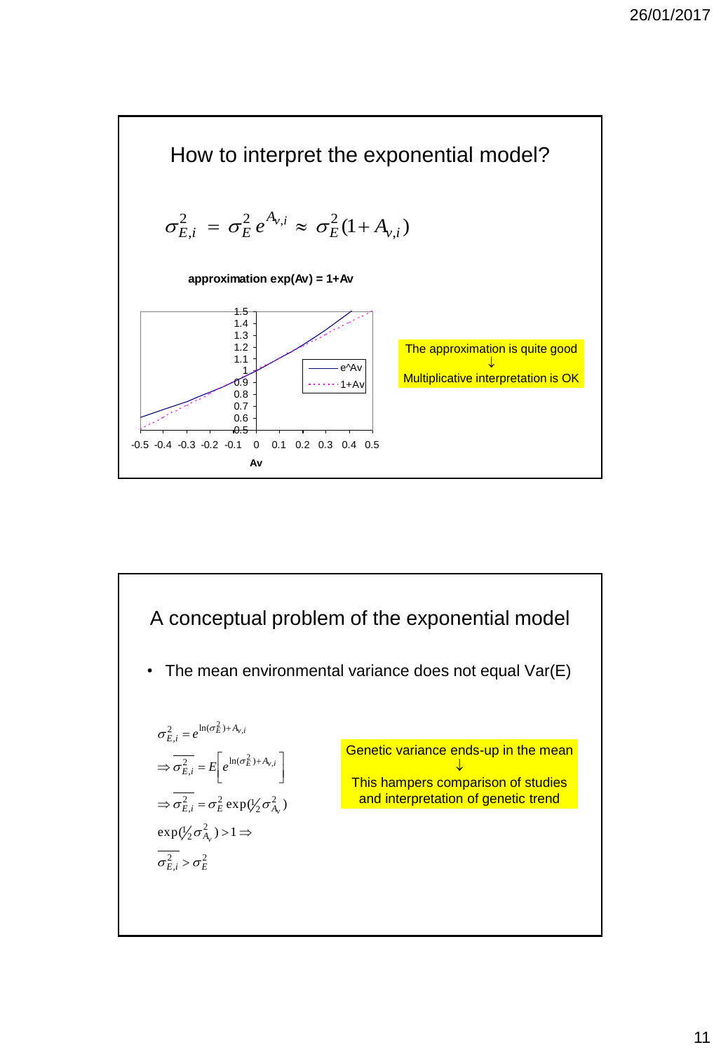## How to interpret the exponential model?

$$\sigma^2_{E,i} = \sigma^2_E \, e^{A_{v,i}} \approx \sigma^2_E (1 + A_{v,i})$$

**approximation exp(Av) = 1+Av**

| Av | -0.5 | -0.4 | -0.3 | -0.2 | -0.1 | 0 | 0.1 | 0.2 | 0.3 | 0.4 | 0.5 |
|---|---|---|---|---|---|---|---|---|---|---|---|

(Chart legend: e^Av; 1+Av. Y-axis: 0.5 to 1.5. X-axis: Av)

The approximation is quite good
↓
Multiplicative interpretation is OK

## A conceptual problem of the exponential model

- The mean environmental variance does not equal Var(E)

$$\sigma^2_{E,i} = e^{\ln(\sigma^2_E) + A_{v,i}}$$

$$\Rightarrow \overline{\sigma^2_{E,i}} = E\left[e^{\ln(\sigma^2_E) + A_{v,i}}\right]$$

$$\Rightarrow \overline{\sigma^2_{E,i}} = \sigma^2_E \exp(\tfrac{1}{2}\sigma^2_{A_v})$$

$$\exp(\tfrac{1}{2}\sigma^2_{A_v}) > 1 \Rightarrow$$

$$\overline{\sigma^2_{E,i}} > \sigma^2_E$$

Genetic variance ends-up in the mean
↓
This hampers comparison of studies and interpretation of genetic trend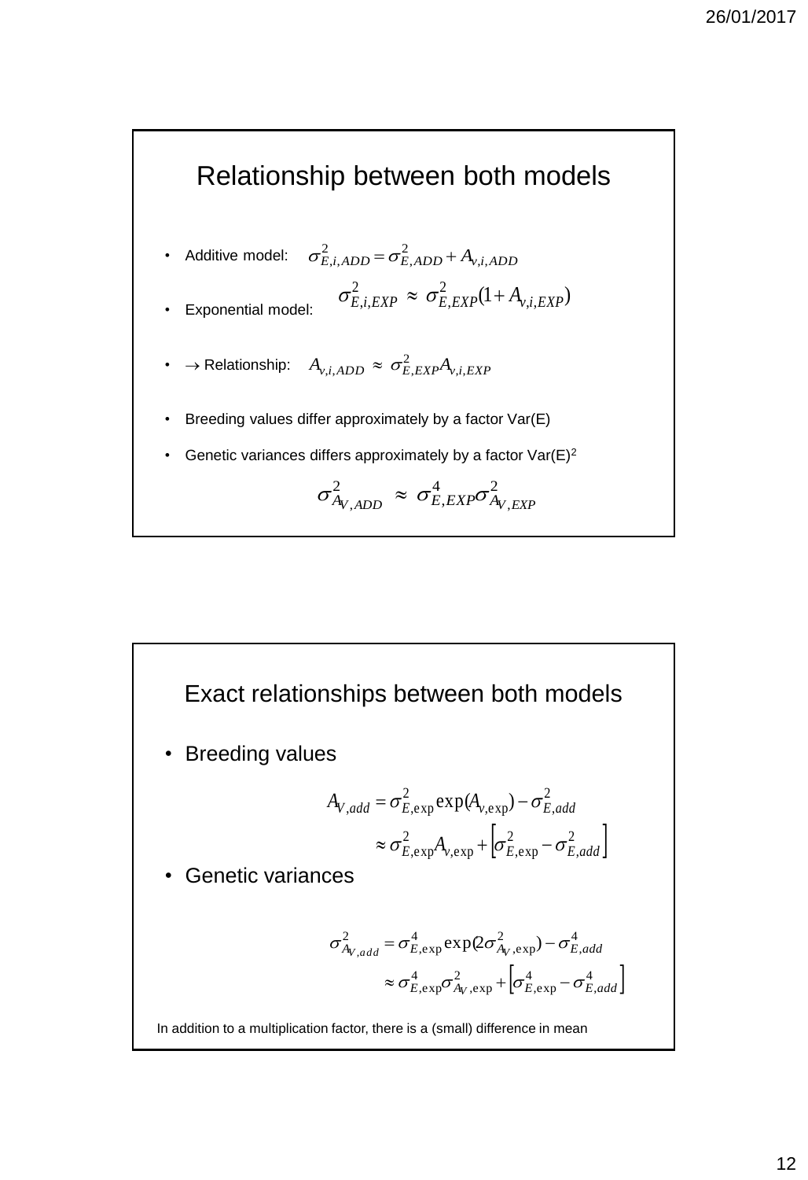# Relationship between both models

- Additive model: $\sigma^2_{E,i,ADD} = \sigma^2_{E,ADD} + A_{v,i,ADD}$
- Exponential model: $\sigma^2_{E,i,EXP} \approx \sigma^2_{E,EXP}(1 + A_{v,i,EXP})$
- $\rightarrow$ Relationship: $A_{v,i,ADD} \approx \sigma^2_{E,EXP} A_{v,i,EXP}$
- Breeding values differ approximately by a factor Var(E)
- Genetic variances differs approximately by a factor Var(E)$^2$

$$\sigma^2_{A_{V,ADD}} \approx \sigma^4_{E,EXP} \sigma^2_{A_{V,EXP}}$$

# Exact relationships between both models

- Breeding values

$$A_{V,add} = \sigma^2_{E,\exp} \exp(A_{v,\exp}) - \sigma^2_{E,add}$$
$$\approx \sigma^2_{E,\exp} A_{v,\exp} + \left[\sigma^2_{E,\exp} - \sigma^2_{E,add}\right]$$

- Genetic variances

$$\sigma^2_{A_{V,add}} = \sigma^4_{E,\exp} \exp(2\sigma^2_{A_V,\exp}) - \sigma^4_{E,add}$$
$$\approx \sigma^4_{E,\exp} \sigma^2_{A_V,\exp} + \left[\sigma^4_{E,\exp} - \sigma^4_{E,add}\right]$$

In addition to a multiplication factor, there is a (small) difference in mean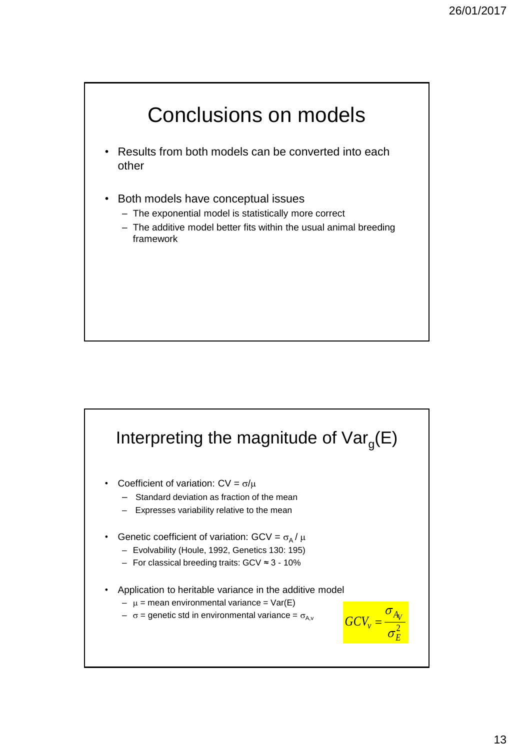## Conclusions on models

- Results from both models can be converted into each other
- Both models have conceptual issues
  - The exponential model is statistically more correct
  - The additive model better fits within the usual animal breeding framework

## Interpreting the magnitude of $Var_g(E)$

- Coefficient of variation: $CV = \sigma/\mu$
  - Standard deviation as fraction of the mean
  - Expresses variability relative to the mean
- Genetic coefficient of variation: $GCV = \sigma_A / \mu$
  - Evolvability (Houle, 1992, Genetics 130: 195)
  - For classical breeding traits: GCV ≈ 3 - 10%
- Application to heritable variance in the additive model
  - $\mu$ = mean environmental variance = Var(E)
  - $\sigma$ = genetic std in environmental variance = $\sigma_{A,v}$

$$GCV_v = \frac{\sigma_{A_V}}{\sigma_E^2}$$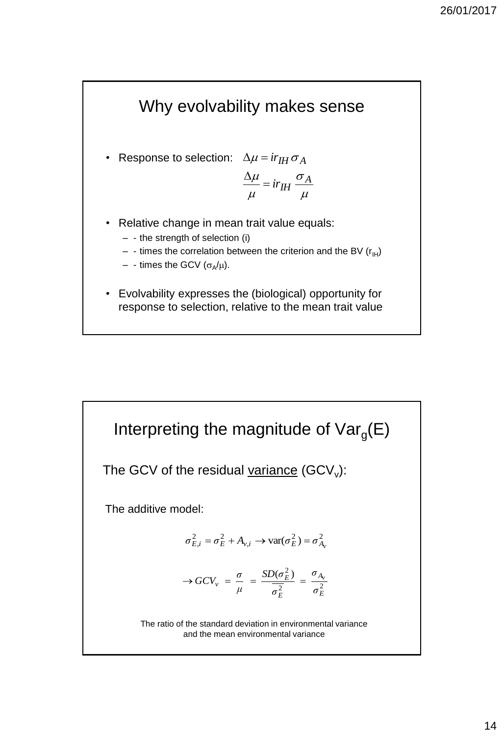## Why evolvability makes sense

- Response to selection: $\Delta\mu = ir_{IH}\sigma_A$

$$\frac{\Delta\mu}{\mu} = ir_{IH}\frac{\sigma_A}{\mu}$$

- Relative change in mean trait value equals:
  - - the strength of selection (i)
  - - times the correlation between the criterion and the BV ($r_{IH}$)
  - - times the GCV ($\sigma_A/\mu$).
- Evolvability expresses the (biological) opportunity for response to selection, relative to the mean trait value

## Interpreting the magnitude of $Var_g(E)$

The GCV of the residual <u>variance</u> ($GCV_v$):

The additive model:

$$\sigma^2_{E,i} = \sigma^2_E + A_{v,i} \rightarrow \text{var}(\sigma^2_E) = \sigma^2_{A_v}$$

$$\rightarrow GCV_v = \frac{\sigma}{\mu} = \frac{SD(\sigma^2_E)}{\overline{\sigma^2_E}} = \frac{\sigma_{A_v}}{\sigma^2_E}$$

The ratio of the standard deviation in environmental variance and the mean environmental variance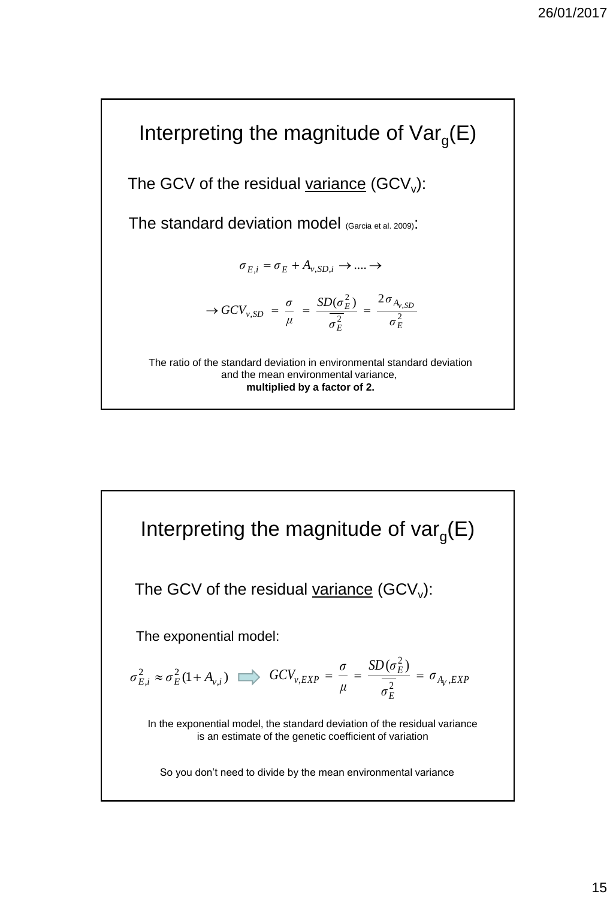## Interpreting the magnitude of $Var_g(E)$

The GCV of the residual variance ($GCV_v$):

The standard deviation model (Garcia et al. 2009):

$$\sigma_{E,i} = \sigma_E + A_{v,SD,i} \rightarrow .... \rightarrow$$

$$\rightarrow GCV_{v,SD} = \frac{\sigma}{\mu} = \frac{SD(\sigma_E^2)}{\overline{\sigma_E^2}} = \frac{2\sigma_{A_{v,SD}}}{\sigma_E^2}$$

The ratio of the standard deviation in environmental standard deviation and the mean environmental variance, **multiplied by a factor of 2.**

## Interpreting the magnitude of $var_g(E)$

The GCV of the residual variance ($GCV_v$):

The exponential model:

$$\sigma_{E,i}^2 \approx \sigma_E^2(1 + A_{v,i}) \quad \Rightarrow \quad GCV_{v,EXP} = \frac{\sigma}{\mu} = \frac{SD(\sigma_E^2)}{\overline{\sigma_E^2}} = \sigma_{A_{V,EXP}}$$

In the exponential model, the standard deviation of the residual variance is an estimate of the genetic coefficient of variation

So you don't need to divide by the mean environmental variance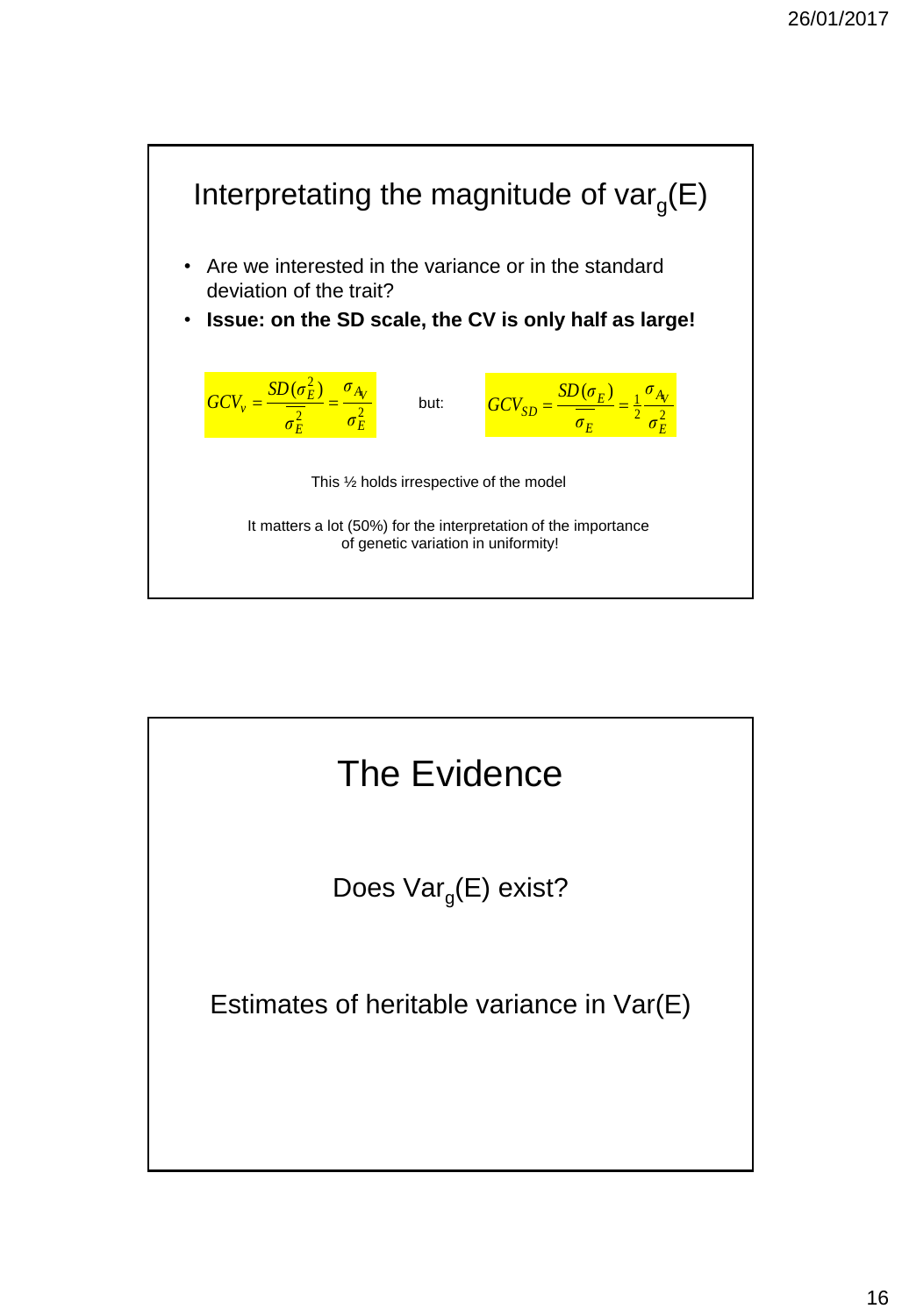## Interpretating the magnitude of $var_g(E)$

- Are we interested in the variance or in the standard deviation of the trait?
- **Issue: on the SD scale, the CV is only half as large!**

$$GCV_v = \frac{SD(\sigma_E^2)}{\overline{\sigma_E^2}} = \frac{\sigma_{A_V}}{\sigma_E^2} \quad \text{but:} \quad GCV_{SD} = \frac{SD(\sigma_E)}{\overline{\sigma_E}} = \frac{1}{2}\frac{\sigma_{A_V}}{\sigma_E^2}$$

This ½ holds irrespective of the model

It matters a lot (50%) for the interpretation of the importance of genetic variation in uniformity!

## The Evidence

Does $Var_g(E)$ exist?

Estimates of heritable variance in Var(E)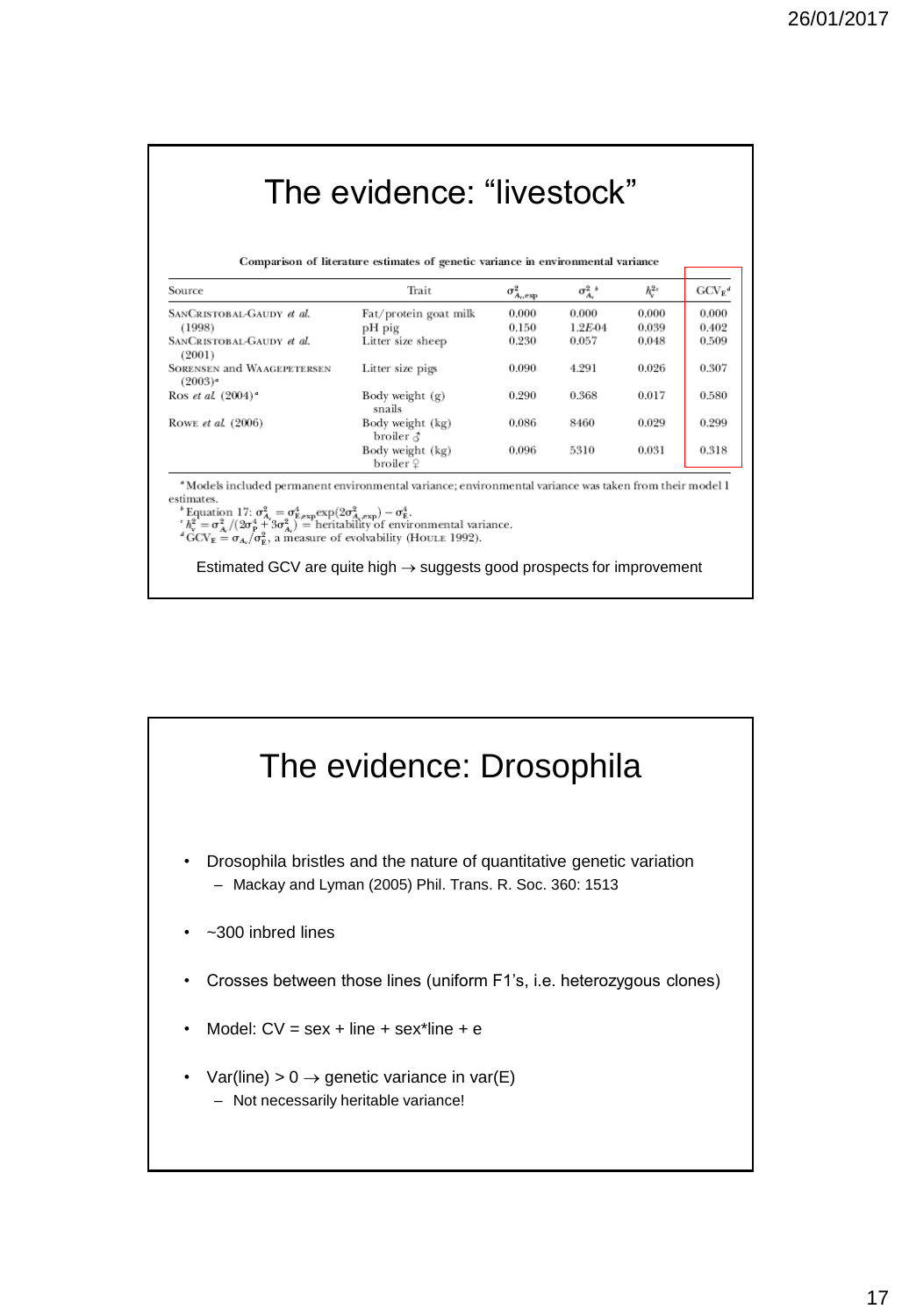# The evidence: "livestock"

**Comparison of literature estimates of genetic variance in environmental variance**

| Source | Trait | $\sigma^2_{A_v,exp}$ | $\sigma^2_{A_v}$ [b] | $h^2_v$ [c] | $GCV_E$ [d] |
|---|---|---|---|---|---|
| SanCristobal-Gaudy et al. (1998) | Fat/protein goat milk | 0.000 | 0.000 | 0.000 | 0.000 |
| | pH pig | 0.150 | 1.2E-04 | 0.039 | 0.402 |
| SanCristobal-Gaudy et al. (2001) | Litter size sheep | 0.230 | 0.057 | 0.048 | 0.509 |
| Sorensen and Waagepetersen (2003)[a] | Litter size pigs | 0.090 | 4.291 | 0.026 | 0.307 |
| Ros et al. (2004)[a] | Body weight (g) snails | 0.290 | 0.368 | 0.017 | 0.580 |
| Rowe et al. (2006) | Body weight (kg) broiler ♂ | 0.086 | 8460 | 0.029 | 0.299 |
| | Body weight (kg) broiler ♀ | 0.096 | 5310 | 0.031 | 0.318 |

[a] Models included permanent environmental variance; environmental variance was taken from their model 1 estimates.
[b] Equation 17: $\sigma^2_{A_v} = \sigma^4_{E,exp}\exp(2\sigma^2_{A_v,exp}) - \sigma^4_E$.
[c] $h^2_v = \sigma^2_{A_v}/(2\sigma^4_P + 3\sigma^2_{A_v})$ = heritability of environmental variance.
[d] $GCV_E = \sigma_{A_v}/\sigma^2_E$, a measure of evolvability (Houle 1992).

Estimated GCV are quite high → suggests good prospects for improvement

# The evidence: Drosophila

- Drosophila bristles and the nature of quantitative genetic variation
  - Mackay and Lyman (2005) Phil. Trans. R. Soc. 360: 1513
- ~300 inbred lines
- Crosses between those lines (uniform F1's, i.e. heterozygous clones)
- Model: CV = sex + line + sex*line + e
- Var(line) > 0 → genetic variance in var(E)
  - Not necessarily heritable variance!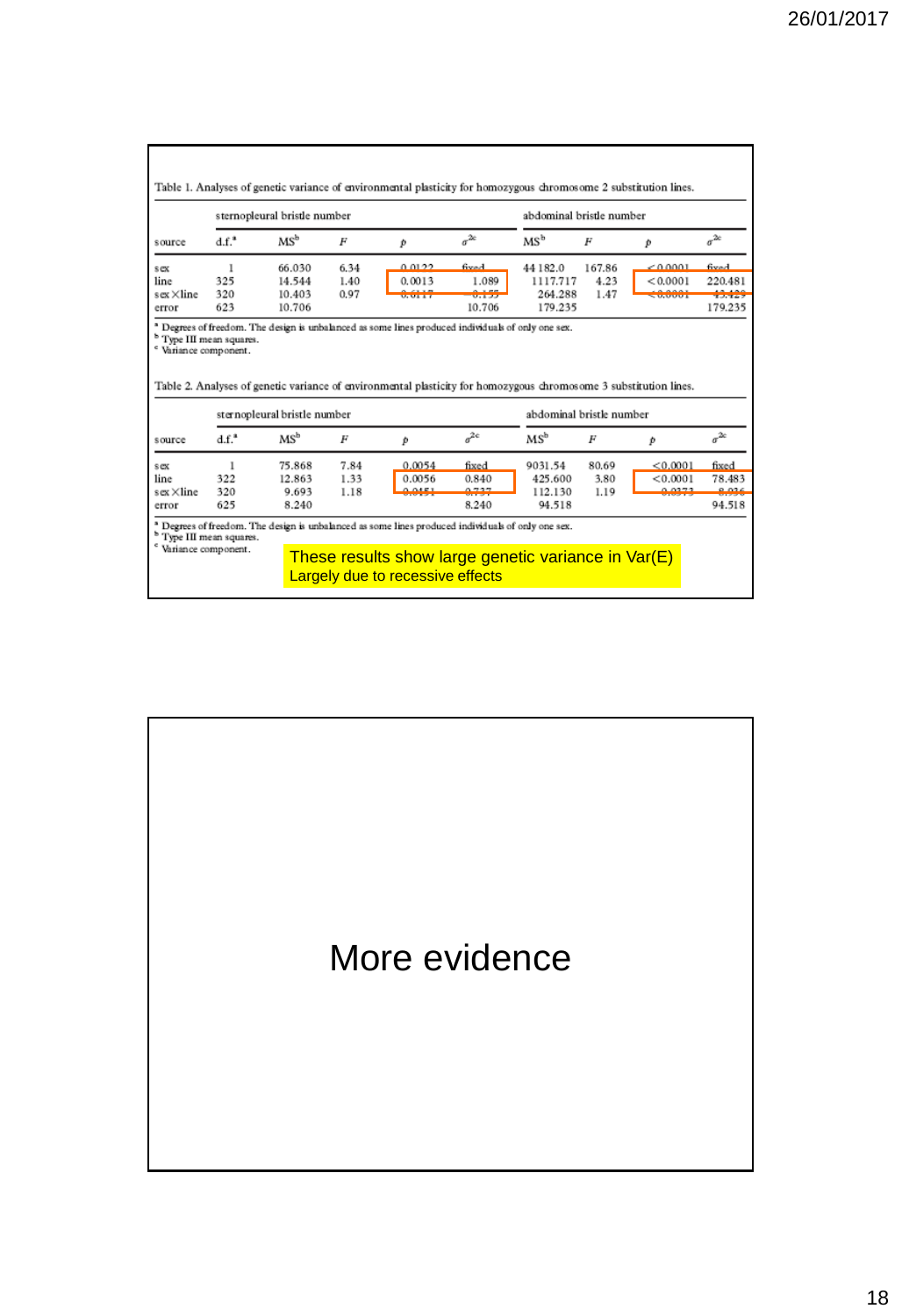Table 1. Analyses of genetic variance of environmental plasticity for homozygous chromosome 2 substitution lines.

| | sternopleural bristle number | | | | | abdominal bristle number | | | |
|---|---|---|---|---|---|---|---|---|---|
| source | d.f.[a] | MS[b] | $F$ | $p$ | $\sigma^{2c}$ | MS[b] | $F$ | $p$ | $\sigma^{2c}$ |
| sex | 1 | 66.030 | 6.34 | 0.0122 | fixed | 44 182.0 | 167.86 | <0.0001 | fixed |
| line | 325 | 14.544 | 1.40 | 0.0013 | 1.089 | 1117.717 | 4.23 | <0.0001 | 220.481 |
| sex × line | 320 | 10.403 | 0.97 | 0.6117 | −0.155 | 264.288 | 1.47 | <0.0001 | 43.429 |
| error | 623 | 10.706 | | | 10.706 | 179.235 | | | 179.235 |

[a] Degrees of freedom. The design is unbalanced as some lines produced individuals of only one sex.
[b] Type III mean squares.
[c] Variance component.

Table 2. Analyses of genetic variance of environmental plasticity for homozygous chromosome 3 substitution lines.

| | sternopleural bristle number | | | | | abdominal bristle number | | | |
|---|---|---|---|---|---|---|---|---|---|
| source | d.f.[a] | MS[b] | $F$ | $p$ | $\sigma^{2c}$ | MS[b] | $F$ | $p$ | $\sigma^{2c}$ |
| sex | 1 | 75.868 | 7.84 | 0.0054 | fixed | 9031.54 | 80.69 | <0.0001 | fixed |
| line | 322 | 12.863 | 1.33 | 0.0056 | 0.840 | 425.600 | 3.80 | <0.0001 | 78.483 |
| sex × line | 320 | 9.693 | 1.18 | 0.0451 | 0.737 | 112.130 | 1.19 | 0.0373 | 8.936 |
| error | 625 | 8.240 | | | 8.240 | 94.518 | | | 94.518 |

[a] Degrees of freedom. The design is unbalanced as some lines produced individuals of only one sex.
[b] Type III mean squares.
[c] Variance component.

These results show large genetic variance in Var(E)
Largely due to recessive effects

# More evidence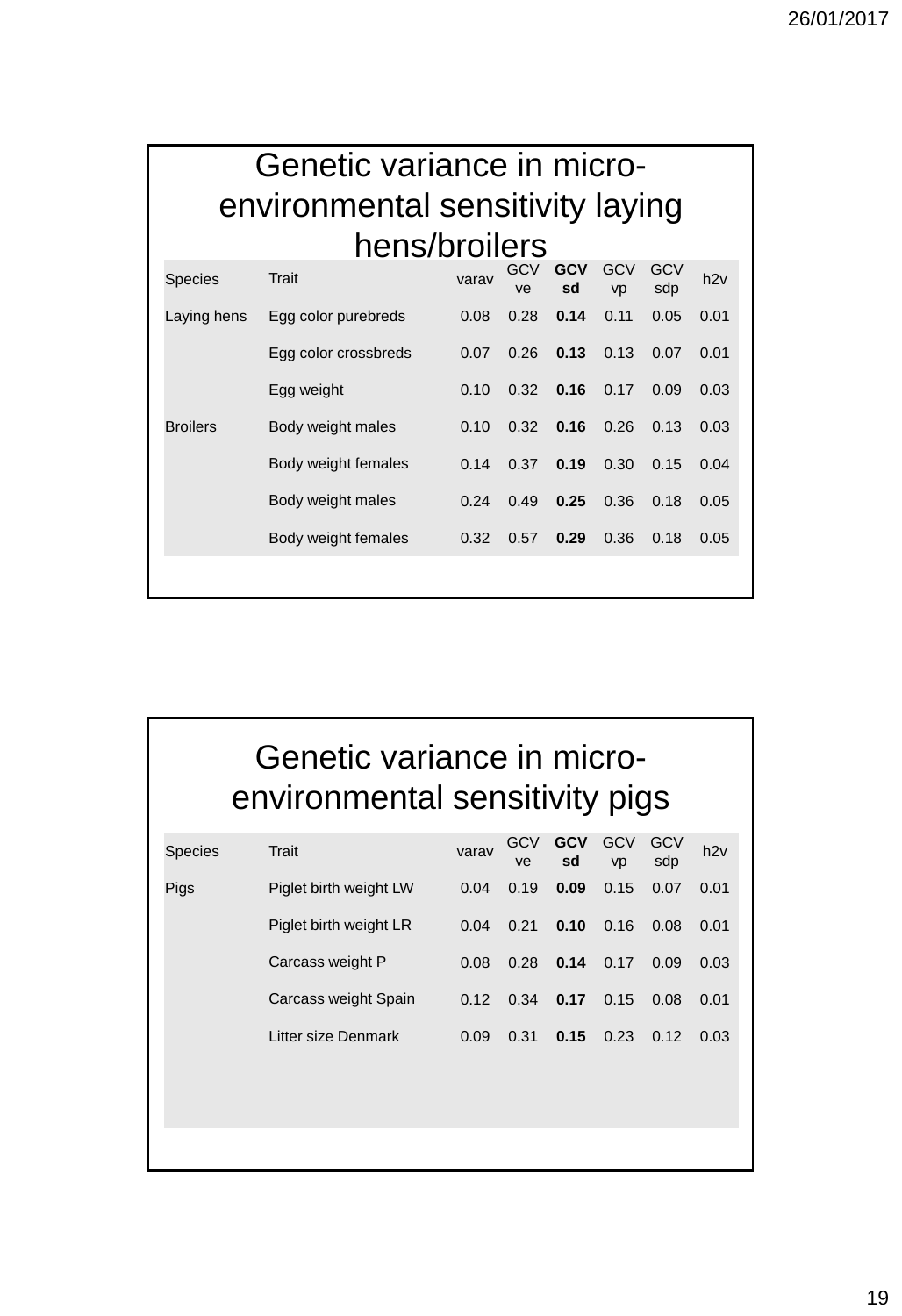# Genetic variance in micro-environmental sensitivity laying hens/broilers

| Species | Trait | varav | GCV ve | **GCV sd** | GCV vp | GCV sdp | h2v |
|---|---|---|---|---|---|---|---|
| Laying hens | Egg color purebreds | 0.08 | 0.28 | **0.14** | 0.11 | 0.05 | 0.01 |
| | Egg color crossbreds | 0.07 | 0.26 | **0.13** | 0.13 | 0.07 | 0.01 |
| | Egg weight | 0.10 | 0.32 | **0.16** | 0.17 | 0.09 | 0.03 |
| Broilers | Body weight males | 0.10 | 0.32 | **0.16** | 0.26 | 0.13 | 0.03 |
| | Body weight females | 0.14 | 0.37 | **0.19** | 0.30 | 0.15 | 0.04 |
| | Body weight males | 0.24 | 0.49 | **0.25** | 0.36 | 0.18 | 0.05 |
| | Body weight females | 0.32 | 0.57 | **0.29** | 0.36 | 0.18 | 0.05 |

# Genetic variance in micro-environmental sensitivity pigs

| Species | Trait | varav | GCV ve | **GCV sd** | GCV vp | GCV sdp | h2v |
|---|---|---|---|---|---|---|---|
| Pigs | Piglet birth weight LW | 0.04 | 0.19 | **0.09** | 0.15 | 0.07 | 0.01 |
| | Piglet birth weight LR | 0.04 | 0.21 | **0.10** | 0.16 | 0.08 | 0.01 |
| | Carcass weight P | 0.08 | 0.28 | **0.14** | 0.17 | 0.09 | 0.03 |
| | Carcass weight Spain | 0.12 | 0.34 | **0.17** | 0.15 | 0.08 | 0.01 |
| | Litter size Denmark | 0.09 | 0.31 | **0.15** | 0.23 | 0.12 | 0.03 |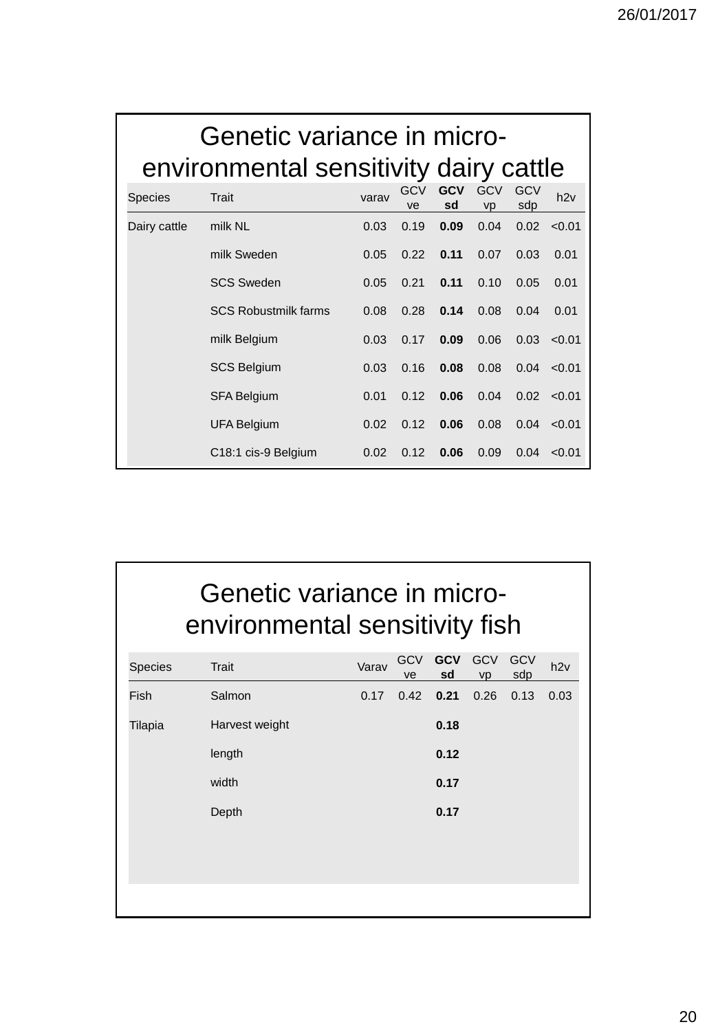# Genetic variance in micro-environmental sensitivity dairy cattle

| Species | Trait | varav | GCV ve | **GCV sd** | GCV vp | GCV sdp | h2v |
|---|---|---|---|---|---|---|---|
| Dairy cattle | milk NL | 0.03 | 0.19 | **0.09** | 0.04 | 0.02 | <0.01 |
| | milk Sweden | 0.05 | 0.22 | **0.11** | 0.07 | 0.03 | 0.01 |
| | SCS Sweden | 0.05 | 0.21 | **0.11** | 0.10 | 0.05 | 0.01 |
| | SCS Robustmilk farms | 0.08 | 0.28 | **0.14** | 0.08 | 0.04 | 0.01 |
| | milk Belgium | 0.03 | 0.17 | **0.09** | 0.06 | 0.03 | <0.01 |
| | SCS Belgium | 0.03 | 0.16 | **0.08** | 0.08 | 0.04 | <0.01 |
| | SFA Belgium | 0.01 | 0.12 | **0.06** | 0.04 | 0.02 | <0.01 |
| | UFA Belgium | 0.02 | 0.12 | **0.06** | 0.08 | 0.04 | <0.01 |
| | C18:1 cis-9 Belgium | 0.02 | 0.12 | **0.06** | 0.09 | 0.04 | <0.01 |

# Genetic variance in micro-environmental sensitivity fish

| Species | Trait | Varav | GCV ve | **GCV sd** | GCV vp | GCV sdp | h2v |
|---|---|---|---|---|---|---|---|
| Fish | Salmon | 0.17 | 0.42 | **0.21** | 0.26 | 0.13 | 0.03 |
| Tilapia | Harvest weight | | | **0.18** | | | |
| | length | | | **0.12** | | | |
| | width | | | **0.17** | | | |
| | Depth | | | **0.17** | | | |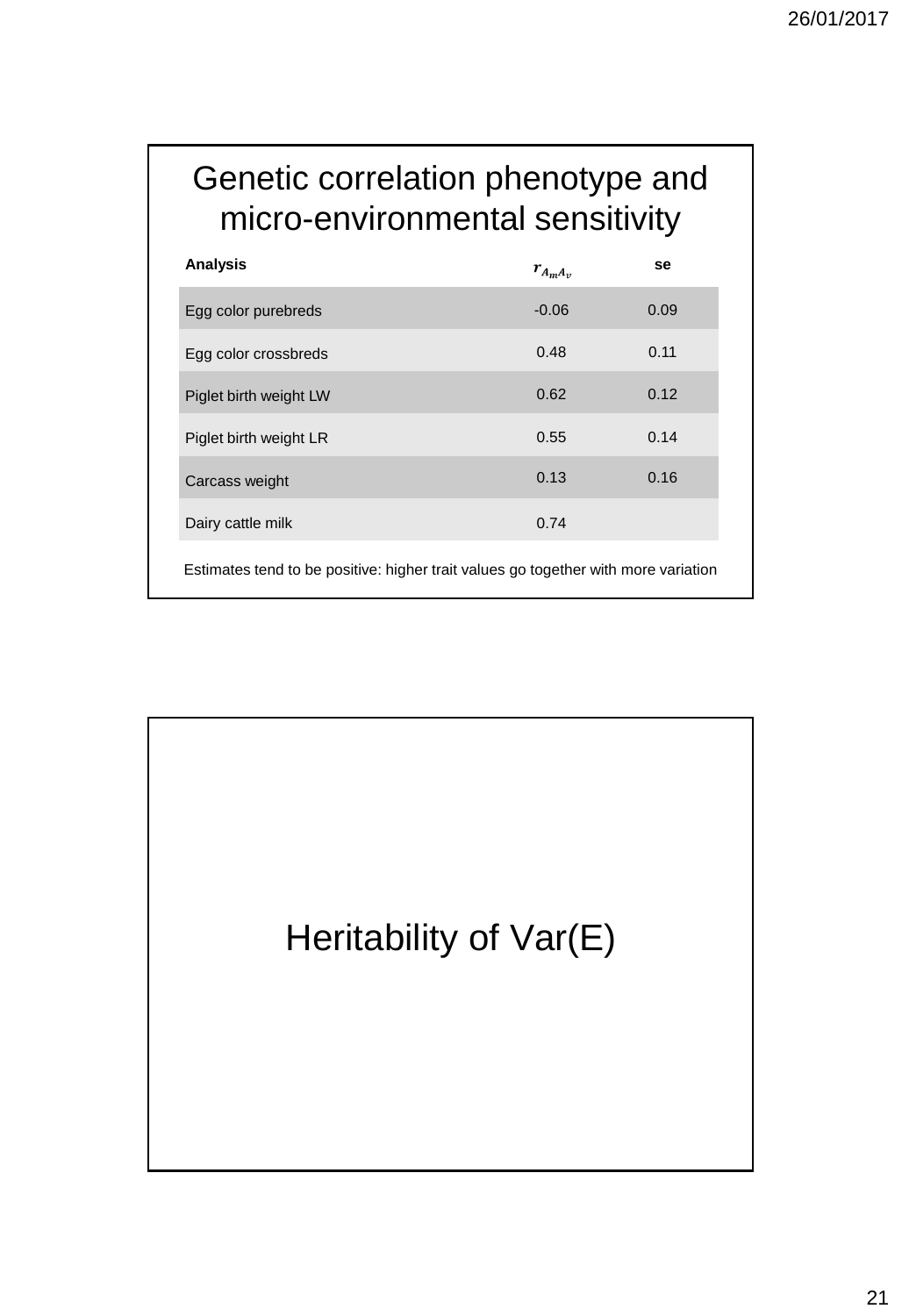# Genetic correlation phenotype and micro-environmental sensitivity

| Analysis | $r_{A_m A_v}$ | se |
|---|---|---|
| Egg color purebreds | -0.06 | 0.09 |
| Egg color crossbreds | 0.48 | 0.11 |
| Piglet birth weight LW | 0.62 | 0.12 |
| Piglet birth weight LR | 0.55 | 0.14 |
| Carcass weight | 0.13 | 0.16 |
| Dairy cattle milk | 0.74 | |

Estimates tend to be positive: higher trait values go together with more variation

# Heritability of Var(E)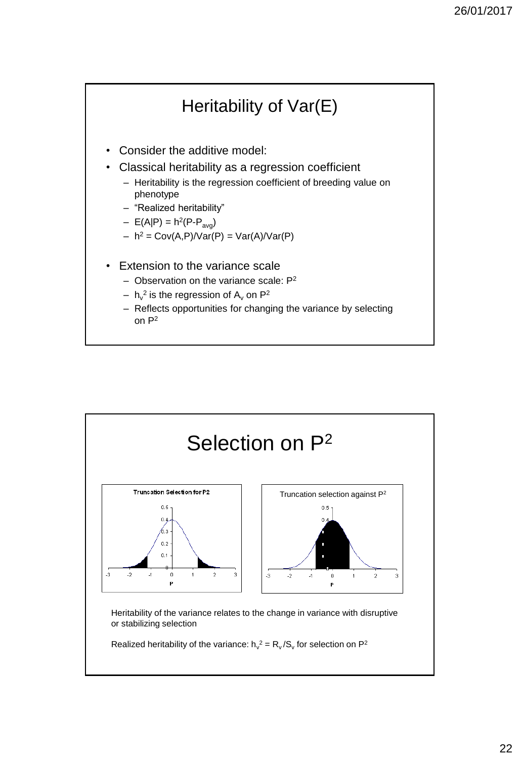# Heritability of Var(E)

- Consider the additive model:
- Classical heritability as a regression coefficient
  - Heritability is the regression coefficient of breeding value on phenotype
  - "Realized heritability"
  - $E(A|P) = h^2(P-P_{avg})$
  - $h^2 = Cov(A,P)/Var(P) = Var(A)/Var(P)$
- Extension to the variance scale
  - Observation on the variance scale: $P^2$
  - $h_v^2$ is the regression of $A_v$ on $P^2$
  - Reflects opportunities for changing the variance by selecting on $P^2$

# Selection on $P^2$

Truncation Selection for P2

Truncation selection against $P^2$

Heritability of the variance relates to the change in variance with disruptive or stabilizing selection

Realized heritability of the variance: $h_v^2 = R_v / S_v$ for selection on $P^2$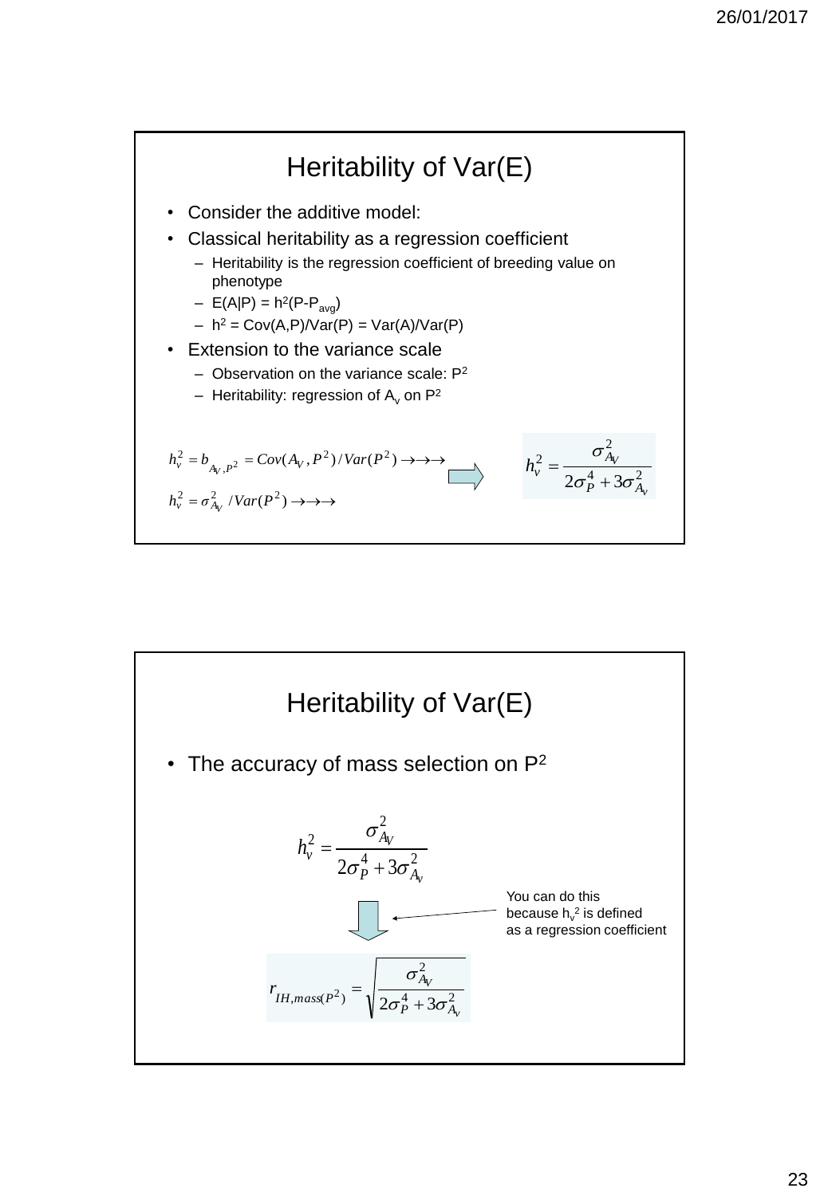# Heritability of Var(E)

- Consider the additive model:
- Classical heritability as a regression coefficient
  - Heritability is the regression coefficient of breeding value on phenotype
  - $E(A|P) = h^2(P-P_{avg})$
  - $h^2 = Cov(A,P)/Var(P) = Var(A)/Var(P)$
- Extension to the variance scale
  - Observation on the variance scale: $P^2$
  - Heritability: regression of $A_v$ on $P^2$

$$h_v^2 = b_{A_V,P^2} = Cov(A_V, P^2)/Var(P^2) \rightarrow\rightarrow\rightarrow$$

$$h_v^2 = \sigma^2_{A_V} \ /Var(P^2) \rightarrow\rightarrow\rightarrow$$

$$h_v^2 = \frac{\sigma^2_{A_V}}{2\sigma_P^4 + 3\sigma^2_{A_v}}$$

# Heritability of Var(E)

- The accuracy of mass selection on $P^2$

$$h_v^2 = \frac{\sigma^2_{A_V}}{2\sigma_P^4 + 3\sigma^2_{A_v}}$$

You can do this because $h_v^2$ is defined as a regression coefficient

$$r_{IH,mass(P^2)} = \sqrt{\frac{\sigma^2_{A_V}}{2\sigma_P^4 + 3\sigma^2_{A_v}}}$$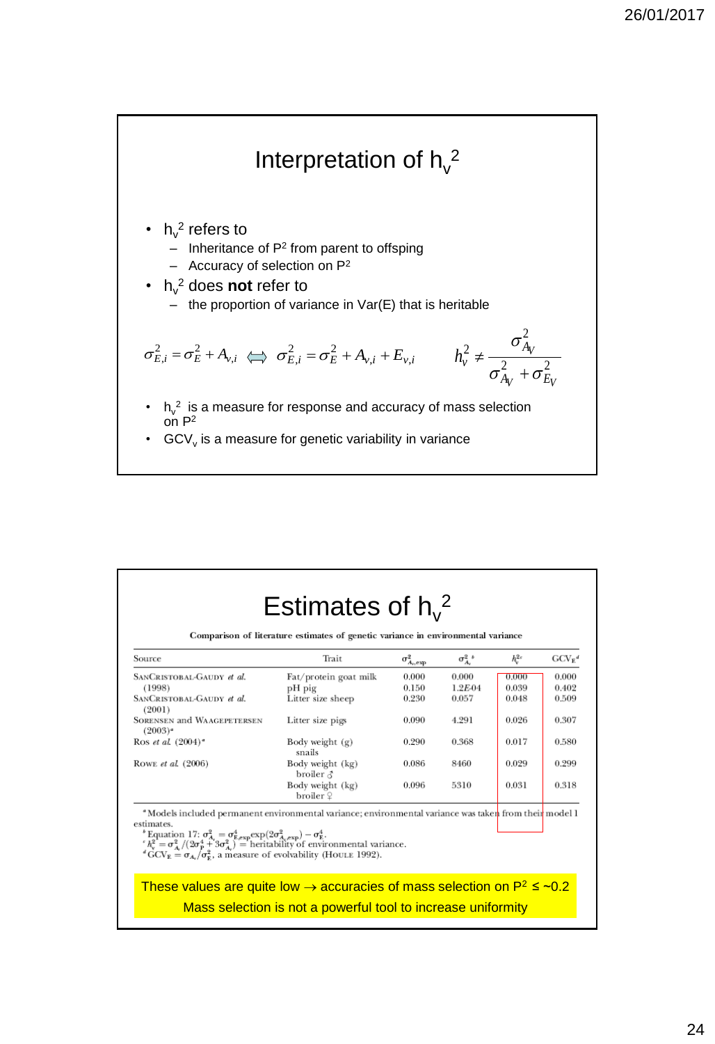# Interpretation of $h_v^2$

- $h_v^2$ refers to
  - Inheritance of $P^2$ from parent to offsping
  - Accuracy of selection on $P^2$
- $h_v^2$ does **not** refer to
  - the proportion of variance in Var(E) that is heritable

$$\sigma_{E,i}^2 = \sigma_E^2 + A_{v,i} \iff \sigma_{E,i}^2 = \sigma_E^2 + A_{v,i} + E_{v,i} \qquad h_v^2 \neq \frac{\sigma_{A_V}^2}{\sigma_{A_V}^2 + \sigma_{E_V}^2}$$

- $h_v^2$ is a measure for response and accuracy of mass selection on $P^2$
- $GCV_v$ is a measure for genetic variability in variance

# Estimates of $h_v^2$

**Comparison of literature estimates of genetic variance in environmental variance**

| Source | Trait | $\sigma^2_{A_v,\exp}$ | $\sigma^2_{A_v}$ [b] | $h_v^2$ [c] | $GCV_E$ [d] |
|---|---|---|---|---|---|
| SanCristobal-Gaudy *et al.* (1998) | Fat/protein goat milk | 0.000 | 0.000 | 0.000 | 0.000 |
| | pH pig | 0.150 | 1.2*E*-04 | 0.039 | 0.402 |
| SanCristobal-Gaudy *et al.* (2001) | Litter size sheep | 0.230 | 0.057 | 0.048 | 0.509 |
| Sorensen and Waagepetersen (2003)[a] | Litter size pigs | 0.090 | 4.291 | 0.026 | 0.307 |
| Ros *et al.* (2004)[a] | Body weight (g) snails | 0.290 | 0.368 | 0.017 | 0.580 |
| Rowe *et al.* (2006) | Body weight (kg) broiler ♂ | 0.086 | 8460 | 0.029 | 0.299 |
| | Body weight (kg) broiler ♀ | 0.096 | 5310 | 0.031 | 0.318 |

[a] Models included permanent environmental variance; environmental variance was taken from their model 1 estimates.
[b] Equation 17: $\sigma^2_{A_v} = \sigma^4_{E,\exp}\exp(2\sigma^2_{A_v,\exp}) - \sigma^4_E$.
[c] $h_v^2 = \sigma^2_{A_v}/(2\sigma^4_P + 3\sigma^2_{A_v})$ = heritability of environmental variance.
[d] $GCV_E = \sigma_{A_v}/\sigma^2_E$, a measure of evolvability (Houle 1992).

These values are quite low → accuracies of mass selection on $P^2 \leq \sim 0.2$
Mass selection is not a powerful tool to increase uniformity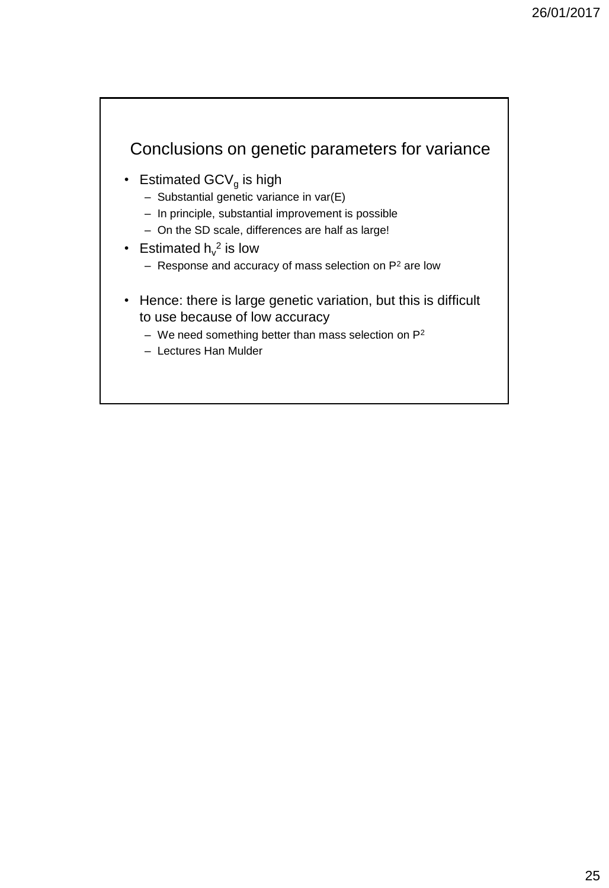## Conclusions on genetic parameters for variance

- Estimated $GCV_g$ is high
  - Substantial genetic variance in var(E)
  - In principle, substantial improvement is possible
  - On the SD scale, differences are half as large!
- Estimated $h_v^2$ is low
  - Response and accuracy of mass selection on $P^2$ are low
- Hence: there is large genetic variation, but this is difficult to use because of low accuracy
  - We need something better than mass selection on $P^2$
  - Lectures Han Mulder